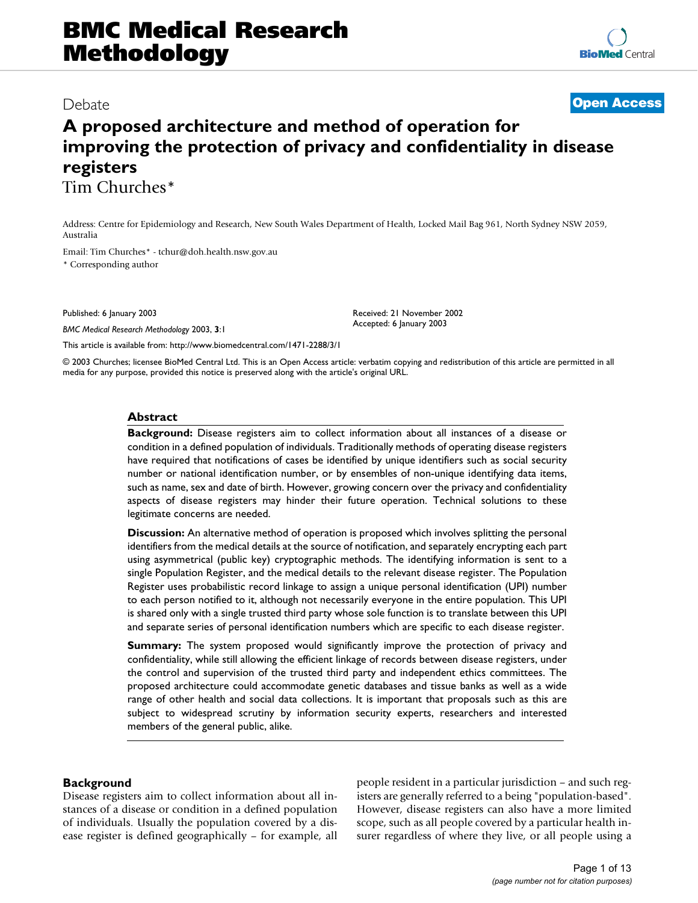Debate

**Open Access**

# A proposed architecture and method of operation for improving the protection of privacy and confidentiality in disease registers

Tim Churches*

Address: Centre for Epidemiology and Research, New South Wales Department of Health, Locked Mail Bag 961, North Sydney NSW 2059, Australia

Email: Tim Churches* - tchur@doh.health.nsw.gov.au

* Corresponding author

Published: 6 January 2003

*BMC Medical Research Methodology* 2003, **3**:1

Received: 21 November 2002
Accepted: 6 January 2003

This article is available from: http://www.biomedcentral.com/1471-2288/3/1

© 2003 Churches; licensee BioMed Central Ltd. This is an Open Access article: verbatim copying and redistribution of this article are permitted in all media for any purpose, provided this notice is preserved along with the article's original URL.

## Abstract

**Background:** Disease registers aim to collect information about all instances of a disease or condition in a defined population of individuals. Traditionally methods of operating disease registers have required that notifications of cases be identified by unique identifiers such as social security number or national identification number, or by ensembles of non-unique identifying data items, such as name, sex and date of birth. However, growing concern over the privacy and confidentiality aspects of disease registers may hinder their future operation. Technical solutions to these legitimate concerns are needed.

**Discussion:** An alternative method of operation is proposed which involves splitting the personal identifiers from the medical details at the source of notification, and separately encrypting each part using asymmetrical (public key) cryptographic methods. The identifying information is sent to a single Population Register, and the medical details to the relevant disease register. The Population Register uses probabilistic record linkage to assign a unique personal identification (UPI) number to each person notified to it, although not necessarily everyone in the entire population. This UPI is shared only with a single trusted third party whose sole function is to translate between this UPI and separate series of personal identification numbers which are specific to each disease register.

**Summary:** The system proposed would significantly improve the protection of privacy and confidentiality, while still allowing the efficient linkage of records between disease registers, under the control and supervision of the trusted third party and independent ethics committees. The proposed architecture could accommodate genetic databases and tissue banks as well as a wide range of other health and social data collections. It is important that proposals such as this are subject to widespread scrutiny by information security experts, researchers and interested members of the general public, alike.

## Background

Disease registers aim to collect information about all instances of a disease or condition in a defined population of individuals. Usually the population covered by a disease register is defined geographically – for example, all people resident in a particular jurisdiction – and such registers are generally referred to a being "population-based". However, disease registers can also have a more limited scope, such as all people covered by a particular health insurer regardless of where they live, or all people using a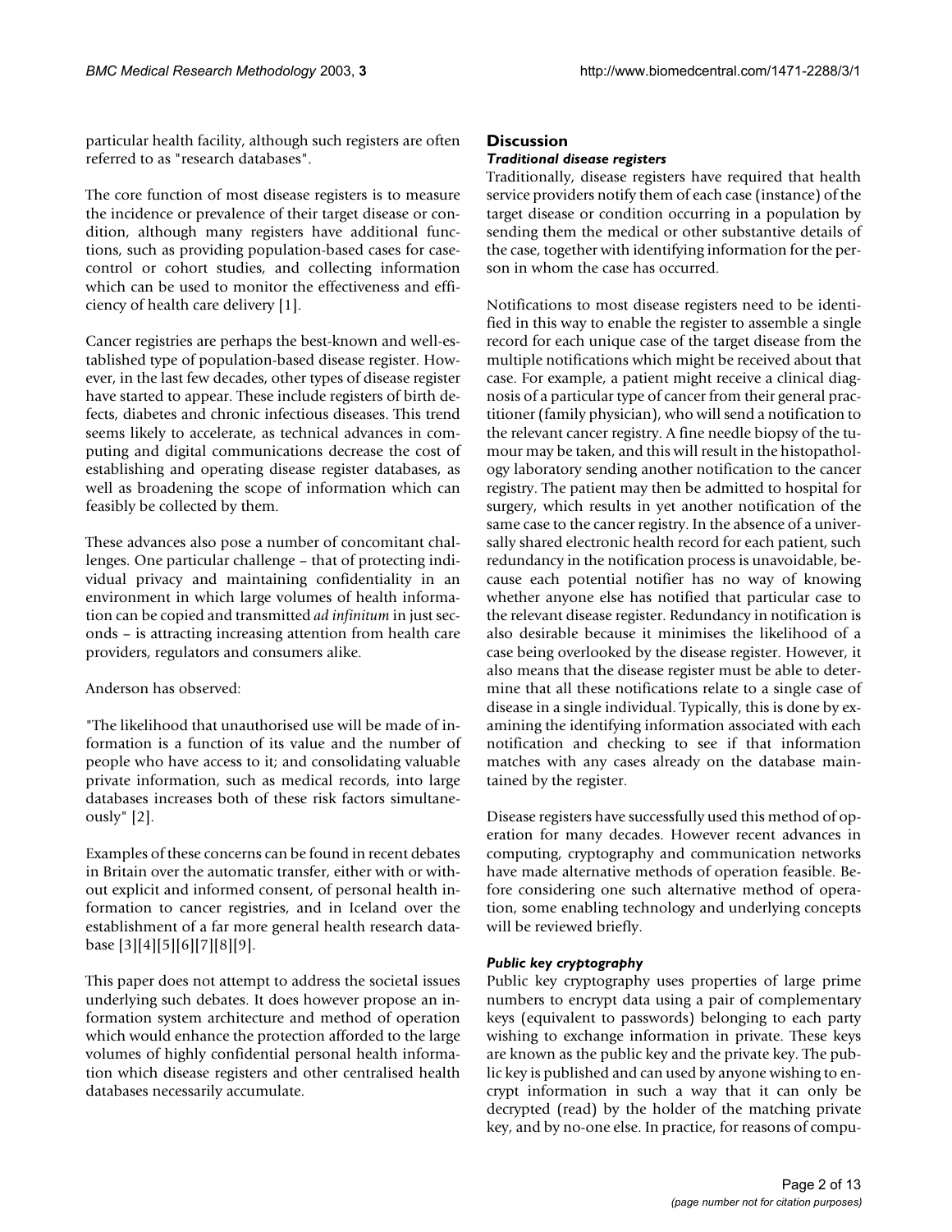particular health facility, although such registers are often referred to as "research databases".

The core function of most disease registers is to measure the incidence or prevalence of their target disease or condition, although many registers have additional functions, such as providing population-based cases for case-control or cohort studies, and collecting information which can be used to monitor the effectiveness and efficiency of health care delivery [1].

Cancer registries are perhaps the best-known and well-established type of population-based disease register. However, in the last few decades, other types of disease register have started to appear. These include registers of birth defects, diabetes and chronic infectious diseases. This trend seems likely to accelerate, as technical advances in computing and digital communications decrease the cost of establishing and operating disease register databases, as well as broadening the scope of information which can feasibly be collected by them.

These advances also pose a number of concomitant challenges. One particular challenge – that of protecting individual privacy and maintaining confidentiality in an environment in which large volumes of health information can be copied and transmitted *ad infinitum* in just seconds – is attracting increasing attention from health care providers, regulators and consumers alike.

Anderson has observed:

"The likelihood that unauthorised use will be made of information is a function of its value and the number of people who have access to it; and consolidating valuable private information, such as medical records, into large databases increases both of these risk factors simultaneously" [2].

Examples of these concerns can be found in recent debates in Britain over the automatic transfer, either with or without explicit and informed consent, of personal health information to cancer registries, and in Iceland over the establishment of a far more general health research database [3][4][5][6][7][8][9].

This paper does not attempt to address the societal issues underlying such debates. It does however propose an information system architecture and method of operation which would enhance the protection afforded to the large volumes of highly confidential personal health information which disease registers and other centralised health databases necessarily accumulate.

## Discussion

### *Traditional disease registers*

Traditionally, disease registers have required that health service providers notify them of each case (instance) of the target disease or condition occurring in a population by sending them the medical or other substantive details of the case, together with identifying information for the person in whom the case has occurred.

Notifications to most disease registers need to be identified in this way to enable the register to assemble a single record for each unique case of the target disease from the multiple notifications which might be received about that case. For example, a patient might receive a clinical diagnosis of a particular type of cancer from their general practitioner (family physician), who will send a notification to the relevant cancer registry. A fine needle biopsy of the tumour may be taken, and this will result in the histopathology laboratory sending another notification to the cancer registry. The patient may then be admitted to hospital for surgery, which results in yet another notification of the same case to the cancer registry. In the absence of a universally shared electronic health record for each patient, such redundancy in the notification process is unavoidable, because each potential notifier has no way of knowing whether anyone else has notified that particular case to the relevant disease register. Redundancy in notification is also desirable because it minimises the likelihood of a case being overlooked by the disease register. However, it also means that the disease register must be able to determine that all these notifications relate to a single case of disease in a single individual. Typically, this is done by examining the identifying information associated with each notification and checking to see if that information matches with any cases already on the database maintained by the register.

Disease registers have successfully used this method of operation for many decades. However recent advances in computing, cryptography and communication networks have made alternative methods of operation feasible. Before considering one such alternative method of operation, some enabling technology and underlying concepts will be reviewed briefly.

### *Public key cryptography*

Public key cryptography uses properties of large prime numbers to encrypt data using a pair of complementary keys (equivalent to passwords) belonging to each party wishing to exchange information in private. These keys are known as the public key and the private key. The public key is published and can used by anyone wishing to encrypt information in such a way that it can only be decrypted (read) by the holder of the matching private key, and by no-one else. In practice, for reasons of compu-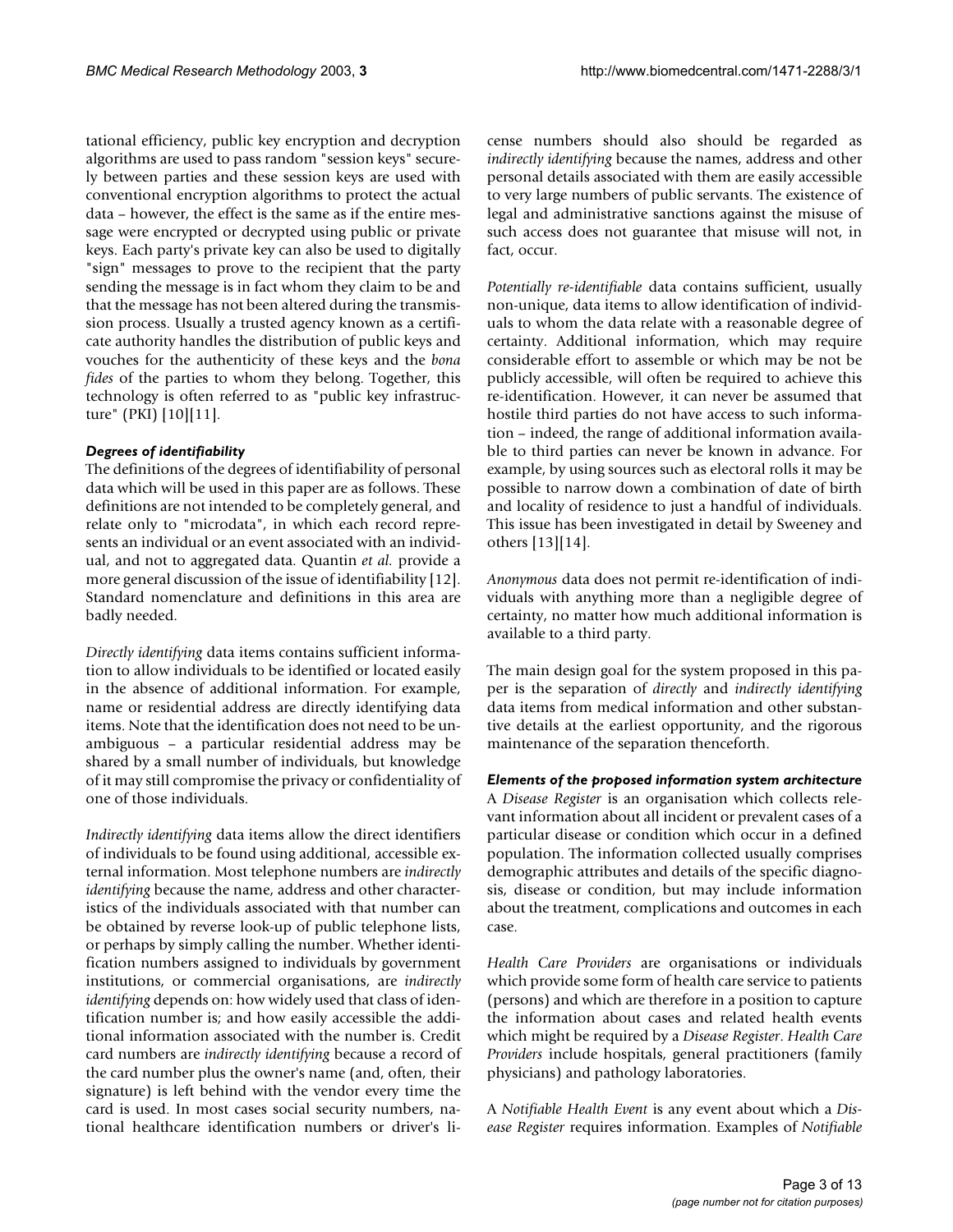tational efficiency, public key encryption and decryption algorithms are used to pass random "session keys" securely between parties and these session keys are used with conventional encryption algorithms to protect the actual data – however, the effect is the same as if the entire message were encrypted or decrypted using public or private keys. Each party's private key can also be used to digitally "sign" messages to prove to the recipient that the party sending the message is in fact whom they claim to be and that the message has not been altered during the transmission process. Usually a trusted agency known as a certificate authority handles the distribution of public keys and vouches for the authenticity of these keys and the *bona fides* of the parties to whom they belong. Together, this technology is often referred to as "public key infrastructure" (PKI) [10][11].

### *Degrees of identifiability*

The definitions of the degrees of identifiability of personal data which will be used in this paper are as follows. These definitions are not intended to be completely general, and relate only to "microdata", in which each record represents an individual or an event associated with an individual, and not to aggregated data. Quantin *et al.* provide a more general discussion of the issue of identifiability [12]. Standard nomenclature and definitions in this area are badly needed.

*Directly identifying* data items contains sufficient information to allow individuals to be identified or located easily in the absence of additional information. For example, name or residential address are directly identifying data items. Note that the identification does not need to be unambiguous – a particular residential address may be shared by a small number of individuals, but knowledge of it may still compromise the privacy or confidentiality of one of those individuals.

*Indirectly identifying* data items allow the direct identifiers of individuals to be found using additional, accessible external information. Most telephone numbers are *indirectly identifying* because the name, address and other characteristics of the individuals associated with that number can be obtained by reverse look-up of public telephone lists, or perhaps by simply calling the number. Whether identification numbers assigned to individuals by government institutions, or commercial organisations, are *indirectly identifying* depends on: how widely used that class of identification number is; and how easily accessible the additional information associated with the number is. Credit card numbers are *indirectly identifying* because a record of the card number plus the owner's name (and, often, their signature) is left behind with the vendor every time the card is used. In most cases social security numbers, national healthcare identification numbers or driver's license numbers should also should be regarded as *indirectly identifying* because the names, address and other personal details associated with them are easily accessible to very large numbers of public servants. The existence of legal and administrative sanctions against the misuse of such access does not guarantee that misuse will not, in fact, occur.

*Potentially re-identifiable* data contains sufficient, usually non-unique, data items to allow identification of individuals to whom the data relate with a reasonable degree of certainty. Additional information, which may require considerable effort to assemble or which may be not be publicly accessible, will often be required to achieve this re-identification. However, it can never be assumed that hostile third parties do not have access to such information – indeed, the range of additional information available to third parties can never be known in advance. For example, by using sources such as electoral rolls it may be possible to narrow down a combination of date of birth and locality of residence to just a handful of individuals. This issue has been investigated in detail by Sweeney and others [13][14].

*Anonymous* data does not permit re-identification of individuals with anything more than a negligible degree of certainty, no matter how much additional information is available to a third party.

The main design goal for the system proposed in this paper is the separation of *directly* and *indirectly identifying* data items from medical information and other substantive details at the earliest opportunity, and the rigorous maintenance of the separation thenceforth.

### *Elements of the proposed information system architecture*

A *Disease Register* is an organisation which collects relevant information about all incident or prevalent cases of a particular disease or condition which occur in a defined population. The information collected usually comprises demographic attributes and details of the specific diagnosis, disease or condition, but may include information about the treatment, complications and outcomes in each case.

*Health Care Providers* are organisations or individuals which provide some form of health care service to patients (persons) and which are therefore in a position to capture the information about cases and related health events which might be required by a *Disease Register*. *Health Care Providers* include hospitals, general practitioners (family physicians) and pathology laboratories.

A *Notifiable Health Event* is any event about which a *Disease Register* requires information. Examples of *Notifiable*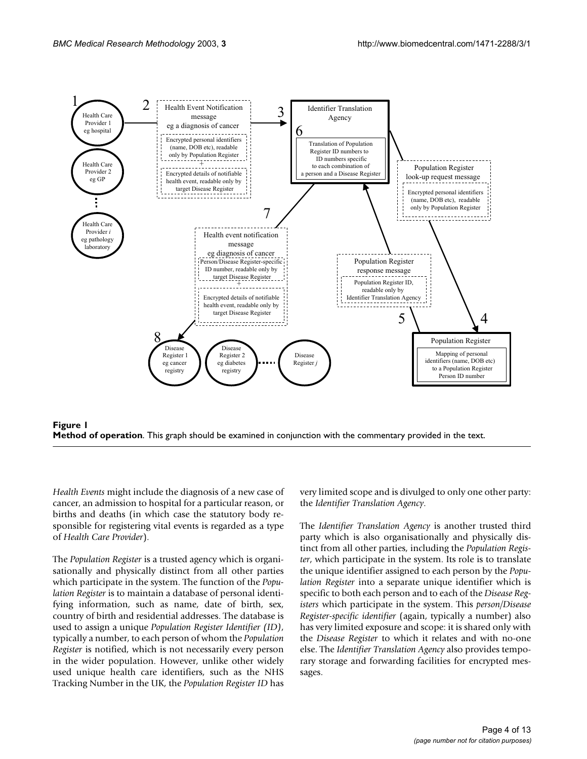**Figure 1**
**Method of operation**. This graph should be examined in conjunction with the commentary provided in the text.

*Health Events* might include the diagnosis of a new case of cancer, an admission to hospital for a particular reason, or births and deaths (in which case the statutory body responsible for registering vital events is regarded as a type of *Health Care Provider*).

The *Population Register* is a trusted agency which is organisationally and physically distinct from all other parties which participate in the system. The function of the *Population Register* is to maintain a database of personal identifying information, such as name, date of birth, sex, country of birth and residential addresses. The database is used to assign a unique *Population Register Identifier (ID)*, typically a number, to each person of whom the *Population Register* is notified, which is not necessarily every person in the wider population. However, unlike other widely used unique health care identifiers, such as the NHS Tracking Number in the UK, the *Population Register ID* has very limited scope and is divulged to only one other party: the *Identifier Translation Agency*.

The *Identifier Translation Agency* is another trusted third party which is also organisationally and physically distinct from all other parties, including the *Population Register*, which participate in the system. Its role is to translate the unique identifier assigned to each person by the *Population Register* into a separate unique identifier which is specific to both each person and to each of the *Disease Registers* which participate in the system. This *person/Disease Register-specific identifier* (again, typically a number) also has very limited exposure and scope: it is shared only with the *Disease Register* to which it relates and with no-one else. The *Identifier Translation Agency* also provides temporary storage and forwarding facilities for encrypted messages.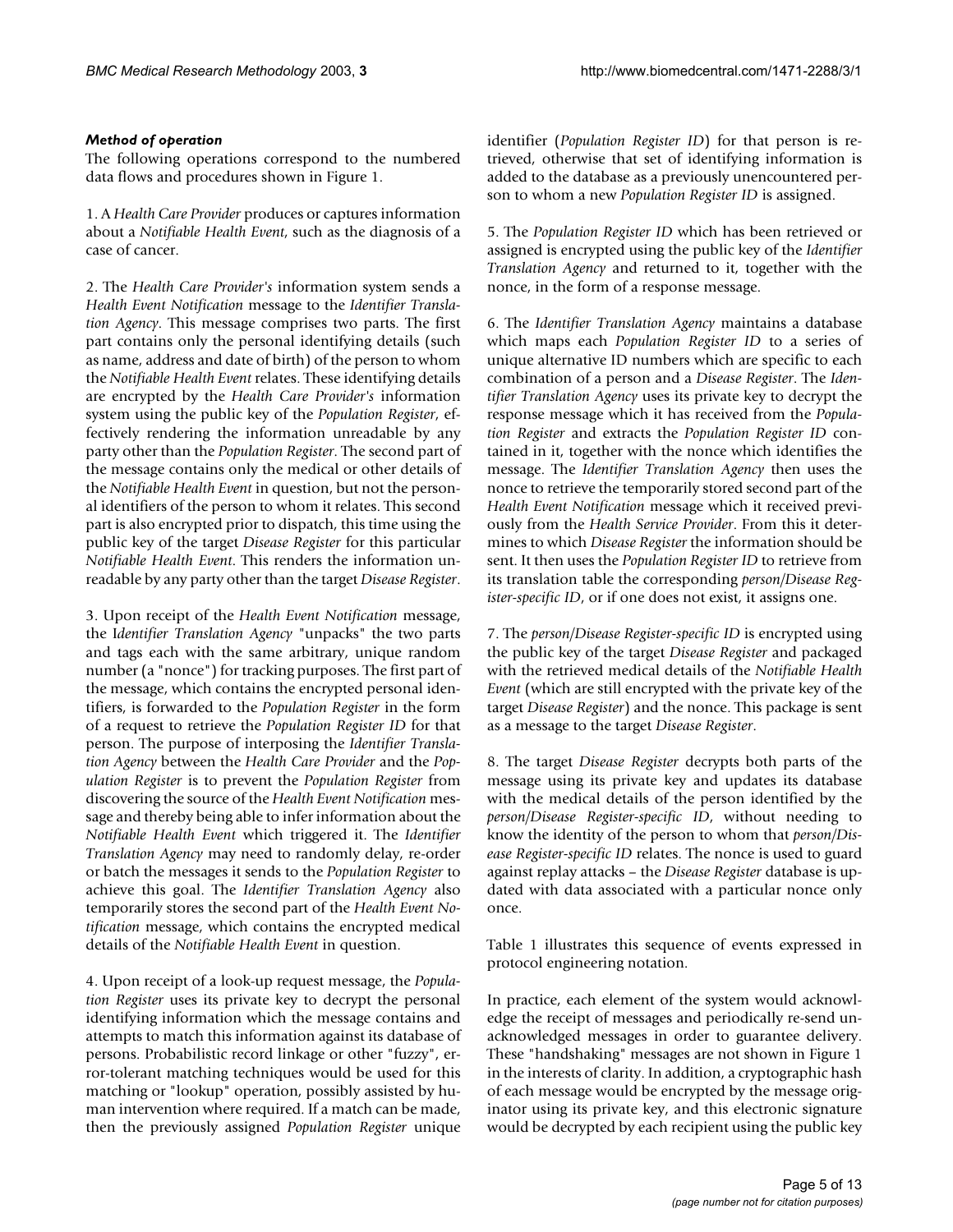#### *Method of operation*

The following operations correspond to the numbered data flows and procedures shown in Figure 1.

1. A *Health Care Provider* produces or captures information about a *Notifiable Health Event*, such as the diagnosis of a case of cancer.

2. The *Health Care Provider's* information system sends a *Health Event Notification* message to the *Identifier Translation Agency*. This message comprises two parts. The first part contains only the personal identifying details (such as name, address and date of birth) of the person to whom the *Notifiable Health Event* relates. These identifying details are encrypted by the *Health Care Provider's* information system using the public key of the *Population Register*, effectively rendering the information unreadable by any party other than the *Population Register*. The second part of the message contains only the medical or other details of the *Notifiable Health Event* in question, but not the personal identifiers of the person to whom it relates. This second part is also encrypted prior to dispatch, this time using the public key of the target *Disease Register* for this particular *Notifiable Health Event*. This renders the information unreadable by any party other than the target *Disease Register*.

3. Upon receipt of the *Health Event Notification* message, the I*dentifier Translation Agency* "unpacks" the two parts and tags each with the same arbitrary, unique random number (a "nonce") for tracking purposes. The first part of the message, which contains the encrypted personal identifiers, is forwarded to the *Population Register* in the form of a request to retrieve the *Population Register ID* for that person. The purpose of interposing the *Identifier Translation Agency* between the *Health Care Provider* and the *Population Register* is to prevent the *Population Register* from discovering the source of the *Health Event Notification* message and thereby being able to infer information about the *Notifiable Health Event* which triggered it. The *Identifier Translation Agency* may need to randomly delay, re-order or batch the messages it sends to the *Population Register* to achieve this goal. The *Identifier Translation Agency* also temporarily stores the second part of the *Health Event Notification* message, which contains the encrypted medical details of the *Notifiable Health Event* in question.

4. Upon receipt of a look-up request message, the *Population Register* uses its private key to decrypt the personal identifying information which the message contains and attempts to match this information against its database of persons. Probabilistic record linkage or other "fuzzy", error-tolerant matching techniques would be used for this matching or "lookup" operation, possibly assisted by human intervention where required. If a match can be made, then the previously assigned *Population Register* unique identifier (*Population Register ID*) for that person is retrieved, otherwise that set of identifying information is added to the database as a previously unencountered person to whom a new *Population Register ID* is assigned.

5. The *Population Register ID* which has been retrieved or assigned is encrypted using the public key of the *Identifier Translation Agency* and returned to it, together with the nonce, in the form of a response message.

6. The *Identifier Translation Agency* maintains a database which maps each *Population Register ID* to a series of unique alternative ID numbers which are specific to each combination of a person and a *Disease Register*. The *Identifier Translation Agency* uses its private key to decrypt the response message which it has received from the *Population Register* and extracts the *Population Register ID* contained in it, together with the nonce which identifies the message. The *Identifier Translation Agency* then uses the nonce to retrieve the temporarily stored second part of the *Health Event Notification* message which it received previously from the *Health Service Provider*. From this it determines to which *Disease Register* the information should be sent. It then uses the *Population Register ID* to retrieve from its translation table the corresponding *person/Disease Register-specific ID*, or if one does not exist, it assigns one.

7. The *person/Disease Register-specific ID* is encrypted using the public key of the target *Disease Register* and packaged with the retrieved medical details of the *Notifiable Health Event* (which are still encrypted with the private key of the target *Disease Register*) and the nonce. This package is sent as a message to the target *Disease Register*.

8. The target *Disease Register* decrypts both parts of the message using its private key and updates its database with the medical details of the person identified by the *person/Disease Register-specific ID*, without needing to know the identity of the person to whom that *person/Disease Register-specific ID* relates. The nonce is used to guard against replay attacks – the *Disease Register* database is updated with data associated with a particular nonce only once.

Table 1 illustrates this sequence of events expressed in protocol engineering notation.

In practice, each element of the system would acknowledge the receipt of messages and periodically re-send unacknowledged messages in order to guarantee delivery. These "handshaking" messages are not shown in Figure 1 in the interests of clarity. In addition, a cryptographic hash of each message would be encrypted by the message originator using its private key, and this electronic signature would be decrypted by each recipient using the public key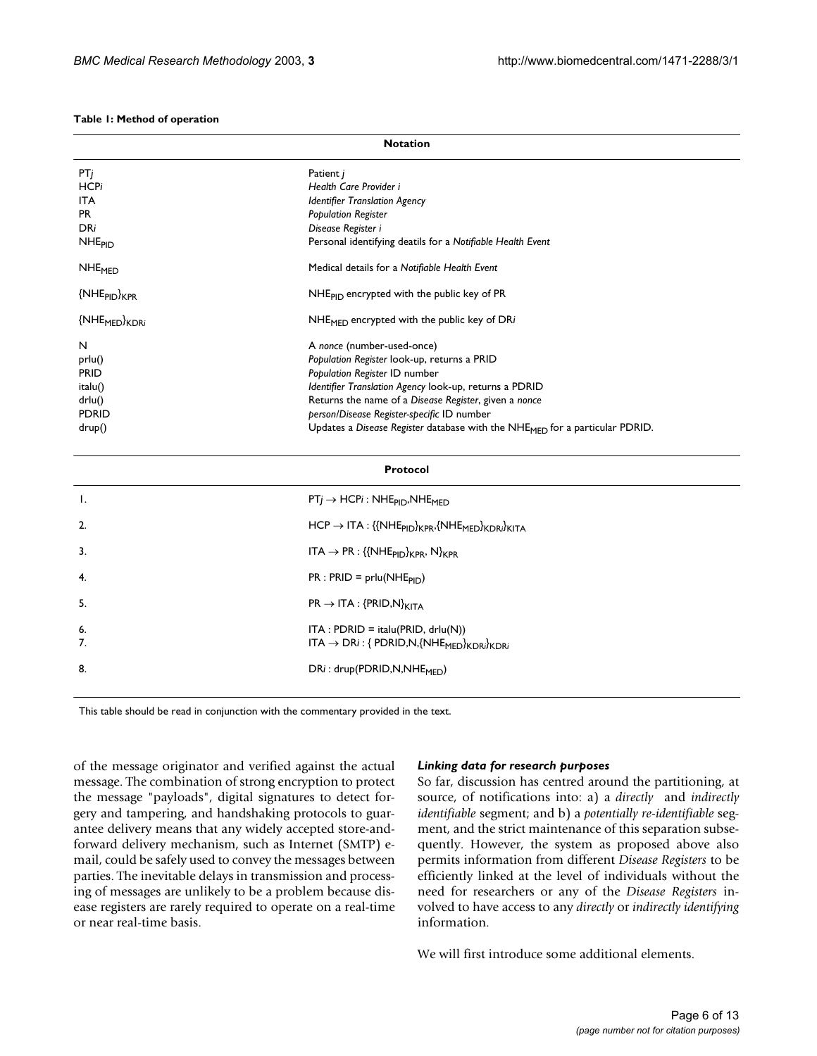**Table 1: Method of operation**

| **Notation** | |
|---|---|
| PT*j* | Patient *j* |
| HCP*i* | *Health Care Provider i* |
| ITA | *Identifier Translation Agency* |
| PR | *Population Register* |
| DR*i* | *Disease Register i* |
| $NHE_{PID}$ | Personal identifying deatils for a *Notifiable Health Event* |
| $NHE_{MED}$ | Medical details for a *Notifiable Health Event* |
| $\{NHE_{PID}\}_{KPR}$ | $NHE_{PID}$ encrypted with the public key of PR |
| $\{NHE_{MED}\}_{KDRi}$ | $NHE_{MED}$ encrypted with the public key of DR*i* |
| N | A *nonce* (number-used-once) |
| prlu() | *Population Register* look-up, returns a PRID |
| PRID | *Population Register* ID number |
| italu() | *Identifier Translation Agency* look-up, returns a PDRID |
| drlu() | Returns the name of a *Disease Register*, given a *nonce* |
| PDRID | *person/Disease Register-specific* ID number |
| drup() | Updates a *Disease Register* database with the $NHE_{MED}$ for a particular PDRID. |
| **Protocol** | |
| 1. | $PTj \rightarrow HCPi : NHE_{PID}, NHE_{MED}$ |
| 2. | $HCP \rightarrow ITA : \{\{NHE_{PID}\}_{KPR}, \{NHE_{MED}\}_{KDRi}\}_{KITA}$ |
| 3. | $ITA \rightarrow PR : \{\{NHE_{PID}\}_{KPR}, N\}_{KPR}$ |
| 4. | $PR : PRID = prlu(NHE_{PID})$ |
| 5. | $PR \rightarrow ITA : \{PRID, N\}_{KITA}$ |
| 6. | $ITA : PDRID = italu(PRID, drlu(N))$ |
| 7. | $ITA \rightarrow DRi : \{ PDRID, N, \{NHE_{MED}\}_{KDRi}\}_{KDRi}$ |
| 8. | $DRi : drup(PDRID, N, NHE_{MED})$ |

This table should be read in conjunction with the commentary provided in the text.

of the message originator and verified against the actual message. The combination of strong encryption to protect the message "payloads", digital signatures to detect forgery and tampering, and handshaking protocols to guarantee delivery means that any widely accepted store-and-forward delivery mechanism, such as Internet (SMTP) e-mail, could be safely used to convey the messages between parties. The inevitable delays in transmission and processing of messages are unlikely to be a problem because disease registers are rarely required to operate on a real-time or near real-time basis.

### *Linking data for research purposes*

So far, discussion has centred around the partitioning, at source, of notifications into: a) a *directly* and *indirectly identifiable* segment; and b) a *potentially re-identifiable* segment, and the strict maintenance of this separation subsequently. However, the system as proposed above also permits information from different *Disease Registers* to be efficiently linked at the level of individuals without the need for researchers or any of the *Disease Registers* involved to have access to any *directly* or *indirectly identifying* information.

We will first introduce some additional elements.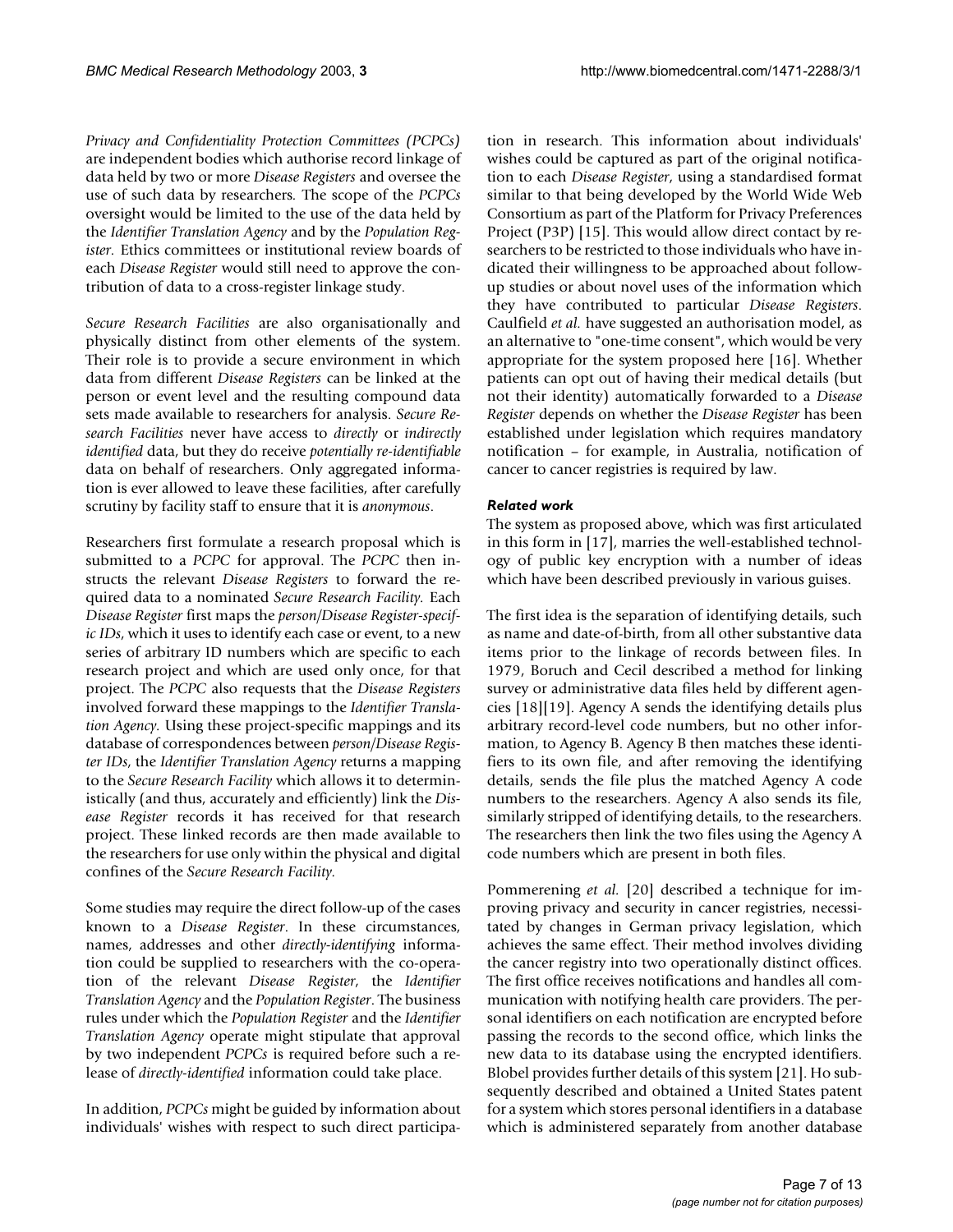*Privacy and Confidentiality Protection Committees (PCPCs)* are independent bodies which authorise record linkage of data held by two or more *Disease Registers* and oversee the use of such data by researchers. The scope of the *PCPCs* oversight would be limited to the use of the data held by the *Identifier Translation Agency* and by the *Population Register*. Ethics committees or institutional review boards of each *Disease Register* would still need to approve the contribution of data to a cross-register linkage study.

*Secure Research Facilities* are also organisationally and physically distinct from other elements of the system. Their role is to provide a secure environment in which data from different *Disease Registers* can be linked at the person or event level and the resulting compound data sets made available to researchers for analysis. *Secure Research Facilities* never have access to *directly* or *indirectly identified* data, but they do receive *potentially re-identifiable* data on behalf of researchers. Only aggregated information is ever allowed to leave these facilities, after carefully scrutiny by facility staff to ensure that it is *anonymous*.

Researchers first formulate a research proposal which is submitted to a *PCPC* for approval. The *PCPC* then instructs the relevant *Disease Registers* to forward the required data to a nominated *Secure Research Facility*. Each *Disease Register* first maps the *person/Disease Register-specific IDs*, which it uses to identify each case or event, to a new series of arbitrary ID numbers which are specific to each research project and which are used only once, for that project. The *PCPC* also requests that the *Disease Registers* involved forward these mappings to the *Identifier Translation Agency*. Using these project-specific mappings and its database of correspondences between *person/Disease Register IDs*, the *Identifier Translation Agency* returns a mapping to the *Secure Research Facility* which allows it to deterministically (and thus, accurately and efficiently) link the *Disease Register* records it has received for that research project. These linked records are then made available to the researchers for use only within the physical and digital confines of the *Secure Research Facility*.

Some studies may require the direct follow-up of the cases known to a *Disease Register*. In these circumstances, names, addresses and other *directly-identifying* information could be supplied to researchers with the co-operation of the relevant *Disease Register*, the *Identifier Translation Agency* and the *Population Register*. The business rules under which the *Population Register* and the *Identifier Translation Agency* operate might stipulate that approval by two independent *PCPCs* is required before such a release of *directly-identified* information could take place.

In addition, *PCPCs* might be guided by information about individuals' wishes with respect to such direct participation in research. This information about individuals' wishes could be captured as part of the original notification to each *Disease Register*, using a standardised format similar to that being developed by the World Wide Web Consortium as part of the Platform for Privacy Preferences Project (P3P) [15]. This would allow direct contact by researchers to be restricted to those individuals who have indicated their willingness to be approached about follow-up studies or about novel uses of the information which they have contributed to particular *Disease Registers*. Caulfield *et al.* have suggested an authorisation model, as an alternative to "one-time consent", which would be very appropriate for the system proposed here [16]. Whether patients can opt out of having their medical details (but not their identity) automatically forwarded to a *Disease Register* depends on whether the *Disease Register* has been established under legislation which requires mandatory notification – for example, in Australia, notification of cancer to cancer registries is required by law.

### *Related work*

The system as proposed above, which was first articulated in this form in [17], marries the well-established technology of public key encryption with a number of ideas which have been described previously in various guises.

The first idea is the separation of identifying details, such as name and date-of-birth, from all other substantive data items prior to the linkage of records between files. In 1979, Boruch and Cecil described a method for linking survey or administrative data files held by different agencies [18][19]. Agency A sends the identifying details plus arbitrary record-level code numbers, but no other information, to Agency B. Agency B then matches these identifiers to its own file, and after removing the identifying details, sends the file plus the matched Agency A code numbers to the researchers. Agency A also sends its file, similarly stripped of identifying details, to the researchers. The researchers then link the two files using the Agency A code numbers which are present in both files.

Pommerening *et al.* [20] described a technique for improving privacy and security in cancer registries, necessitated by changes in German privacy legislation, which achieves the same effect. Their method involves dividing the cancer registry into two operationally distinct offices. The first office receives notifications and handles all communication with notifying health care providers. The personal identifiers on each notification are encrypted before passing the records to the second office, which links the new data to its database using the encrypted identifiers. Blobel provides further details of this system [21]. Ho subsequently described and obtained a United States patent for a system which stores personal identifiers in a database which is administered separately from another database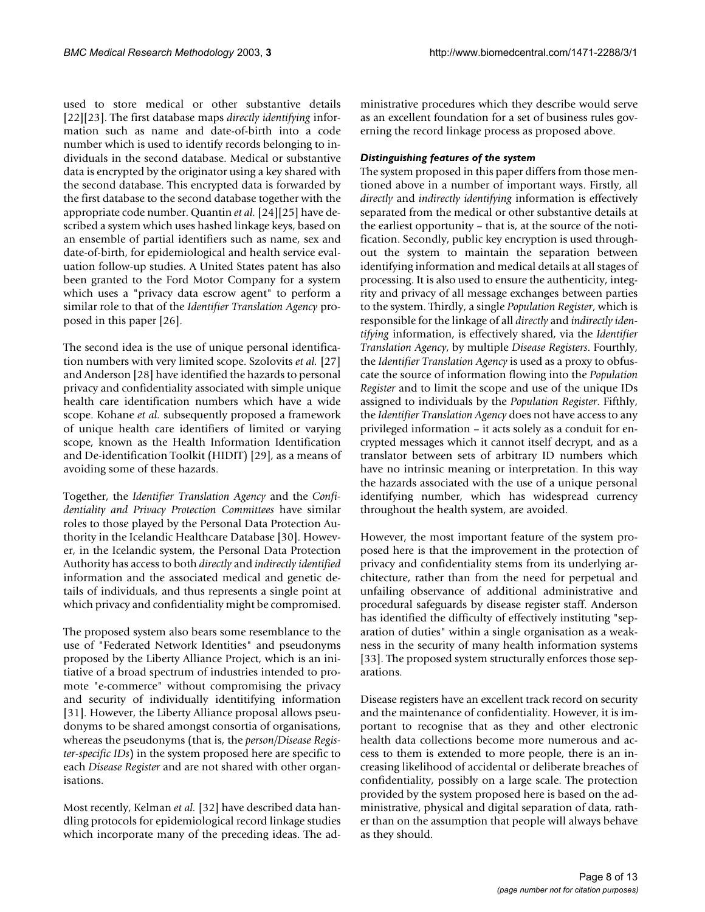used to store medical or other substantive details [22][23]. The first database maps *directly identifying* information such as name and date-of-birth into a code number which is used to identify records belonging to individuals in the second database. Medical or substantive data is encrypted by the originator using a key shared with the second database. This encrypted data is forwarded by the first database to the second database together with the appropriate code number. Quantin *et al.* [24][25] have described a system which uses hashed linkage keys, based on an ensemble of partial identifiers such as name, sex and date-of-birth, for epidemiological and health service evaluation follow-up studies. A United States patent has also been granted to the Ford Motor Company for a system which uses a "privacy data escrow agent" to perform a similar role to that of the *Identifier Translation Agency* proposed in this paper [26].

The second idea is the use of unique personal identification numbers with very limited scope. Szolovits *et al.* [27] and Anderson [28] have identified the hazards to personal privacy and confidentiality associated with simple unique health care identification numbers which have a wide scope. Kohane *et al.* subsequently proposed a framework of unique health care identifiers of limited or varying scope, known as the Health Information Identification and De-identification Toolkit (HIDIT) [29], as a means of avoiding some of these hazards.

Together, the *Identifier Translation Agency* and the *Confidentiality and Privacy Protection Committees* have similar roles to those played by the Personal Data Protection Authority in the Icelandic Healthcare Database [30]. However, in the Icelandic system, the Personal Data Protection Authority has access to both *directly* and *indirectly identified* information and the associated medical and genetic details of individuals, and thus represents a single point at which privacy and confidentiality might be compromised.

The proposed system also bears some resemblance to the use of "Federated Network Identities" and pseudonyms proposed by the Liberty Alliance Project, which is an initiative of a broad spectrum of industries intended to promote "e-commerce" without compromising the privacy and security of individually identitifying information [31]. However, the Liberty Alliance proposal allows pseudonyms to be shared amongst consortia of organisations, whereas the pseudonyms (that is, the *person/Disease Register-specific IDs*) in the system proposed here are specific to each *Disease Register* and are not shared with other organisations.

Most recently, Kelman *et al.* [32] have described data handling protocols for epidemiological record linkage studies which incorporate many of the preceding ideas. The administrative procedures which they describe would serve as an excellent foundation for a set of business rules governing the record linkage process as proposed above.

#### *Distinguishing features of the system*

The system proposed in this paper differs from those mentioned above in a number of important ways. Firstly, all *directly* and *indirectly identifying* information is effectively separated from the medical or other substantive details at the earliest opportunity – that is, at the source of the notification. Secondly, public key encryption is used throughout the system to maintain the separation between identifying information and medical details at all stages of processing. It is also used to ensure the authenticity, integrity and privacy of all message exchanges between parties to the system. Thirdly, a single *Population Register*, which is responsible for the linkage of all *directly* and *indirectly identifying* information, is effectively shared, via the *Identifier Translation Agency*, by multiple *Disease Registers*. Fourthly, the *Identifier Translation Agency* is used as a proxy to obfuscate the source of information flowing into the *Population Register* and to limit the scope and use of the unique IDs assigned to individuals by the *Population Register*. Fifthly, the *Identifier Translation Agency* does not have access to any privileged information – it acts solely as a conduit for encrypted messages which it cannot itself decrypt, and as a translator between sets of arbitrary ID numbers which have no intrinsic meaning or interpretation. In this way the hazards associated with the use of a unique personal identifying number, which has widespread currency throughout the health system, are avoided.

However, the most important feature of the system proposed here is that the improvement in the protection of privacy and confidentiality stems from its underlying architecture, rather than from the need for perpetual and unfailing observance of additional administrative and procedural safeguards by disease register staff. Anderson has identified the difficulty of effectively instituting "separation of duties" within a single organisation as a weakness in the security of many health information systems [33]. The proposed system structurally enforces those separations.

Disease registers have an excellent track record on security and the maintenance of confidentiality. However, it is important to recognise that as they and other electronic health data collections become more numerous and access to them is extended to more people, there is an increasing likelihood of accidental or deliberate breaches of confidentiality, possibly on a large scale. The protection provided by the system proposed here is based on the administrative, physical and digital separation of data, rather than on the assumption that people will always behave as they should.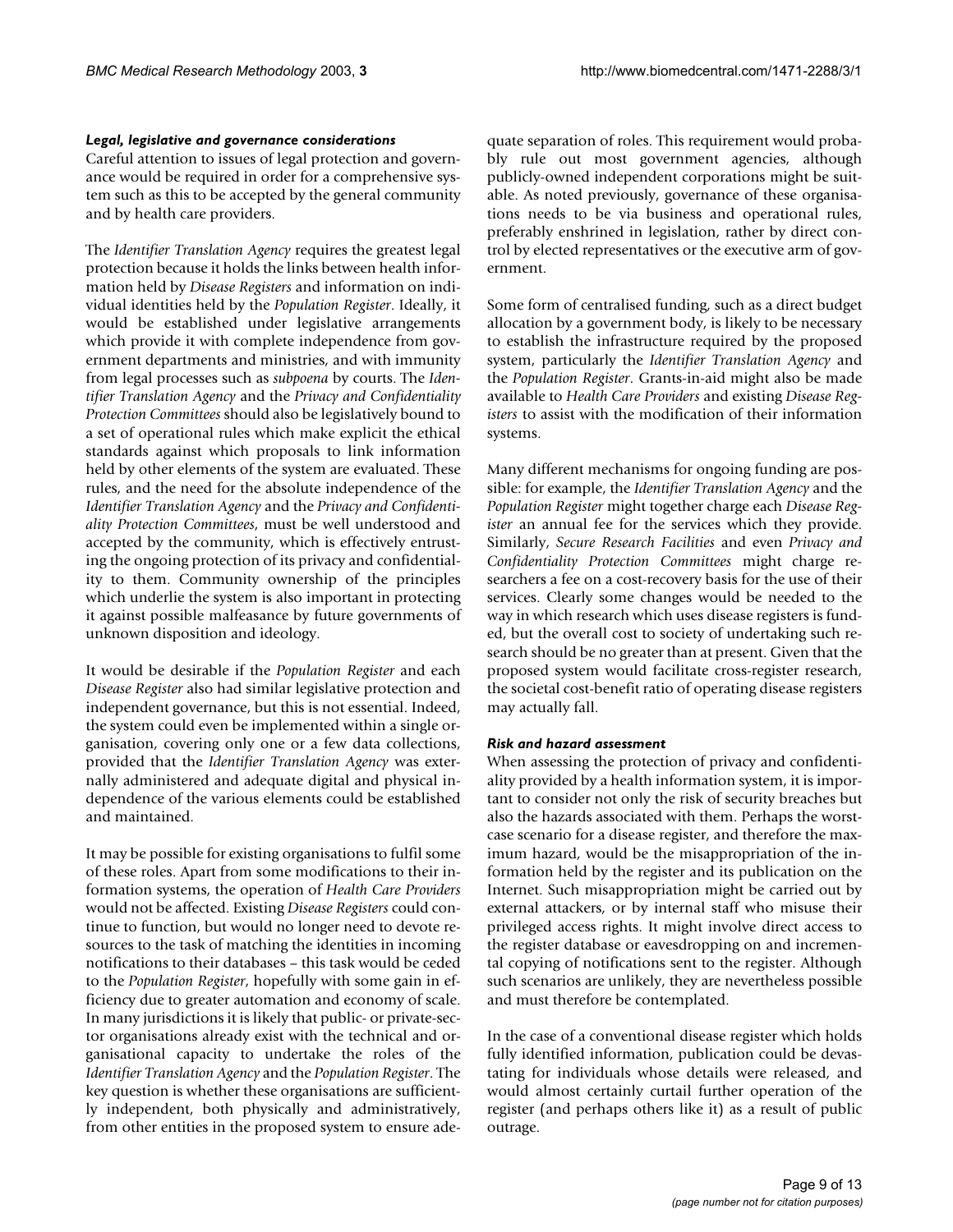### *Legal, legislative and governance considerations*

Careful attention to issues of legal protection and governance would be required in order for a comprehensive system such as this to be accepted by the general community and by health care providers.

The *Identifier Translation Agency* requires the greatest legal protection because it holds the links between health information held by *Disease Registers* and information on individual identities held by the *Population Register*. Ideally, it would be established under legislative arrangements which provide it with complete independence from government departments and ministries, and with immunity from legal processes such as *subpoena* by courts. The *Identifier Translation Agency* and the *Privacy and Confidentiality Protection Committees* should also be legislatively bound to a set of operational rules which make explicit the ethical standards against which proposals to link information held by other elements of the system are evaluated. These rules, and the need for the absolute independence of the *Identifier Translation Agency* and the *Privacy and Confidentiality Protection Committees*, must be well understood and accepted by the community, which is effectively entrusting the ongoing protection of its privacy and confidentiality to them. Community ownership of the principles which underlie the system is also important in protecting it against possible malfeasance by future governments of unknown disposition and ideology.

It would be desirable if the *Population Register* and each *Disease Register* also had similar legislative protection and independent governance, but this is not essential. Indeed, the system could even be implemented within a single organisation, covering only one or a few data collections, provided that the *Identifier Translation Agency* was externally administered and adequate digital and physical independence of the various elements could be established and maintained.

It may be possible for existing organisations to fulfil some of these roles. Apart from some modifications to their information systems, the operation of *Health Care Providers* would not be affected. Existing *Disease Registers* could continue to function, but would no longer need to devote resources to the task of matching the identities in incoming notifications to their databases – this task would be ceded to the *Population Register*, hopefully with some gain in efficiency due to greater automation and economy of scale. In many jurisdictions it is likely that public- or private-sector organisations already exist with the technical and organisational capacity to undertake the roles of the *Identifier Translation Agency* and the *Population Register*. The key question is whether these organisations are sufficiently independent, both physically and administratively, from other entities in the proposed system to ensure adequate separation of roles. This requirement would probably rule out most government agencies, although publicly-owned independent corporations might be suitable. As noted previously, governance of these organisations needs to be via business and operational rules, preferably enshrined in legislation, rather by direct control by elected representatives or the executive arm of government.

Some form of centralised funding, such as a direct budget allocation by a government body, is likely to be necessary to establish the infrastructure required by the proposed system, particularly the *Identifier Translation Agency* and the *Population Register*. Grants-in-aid might also be made available to *Health Care Providers* and existing *Disease Registers* to assist with the modification of their information systems.

Many different mechanisms for ongoing funding are possible: for example, the *Identifier Translation Agency* and the *Population Register* might together charge each *Disease Register* an annual fee for the services which they provide. Similarly, *Secure Research Facilities* and even *Privacy and Confidentiality Protection Committees* might charge researchers a fee on a cost-recovery basis for the use of their services. Clearly some changes would be needed to the way in which research which uses disease registers is funded, but the overall cost to society of undertaking such research should be no greater than at present. Given that the proposed system would facilitate cross-register research, the societal cost-benefit ratio of operating disease registers may actually fall.

### *Risk and hazard assessment*

When assessing the protection of privacy and confidentiality provided by a health information system, it is important to consider not only the risk of security breaches but also the hazards associated with them. Perhaps the worst-case scenario for a disease register, and therefore the maximum hazard, would be the misappropriation of the information held by the register and its publication on the Internet. Such misappropriation might be carried out by external attackers, or by internal staff who misuse their privileged access rights. It might involve direct access to the register database or eavesdropping on and incremental copying of notifications sent to the register. Although such scenarios are unlikely, they are nevertheless possible and must therefore be contemplated.

In the case of a conventional disease register which holds fully identified information, publication could be devastating for individuals whose details were released, and would almost certainly curtail further operation of the register (and perhaps others like it) as a result of public outrage.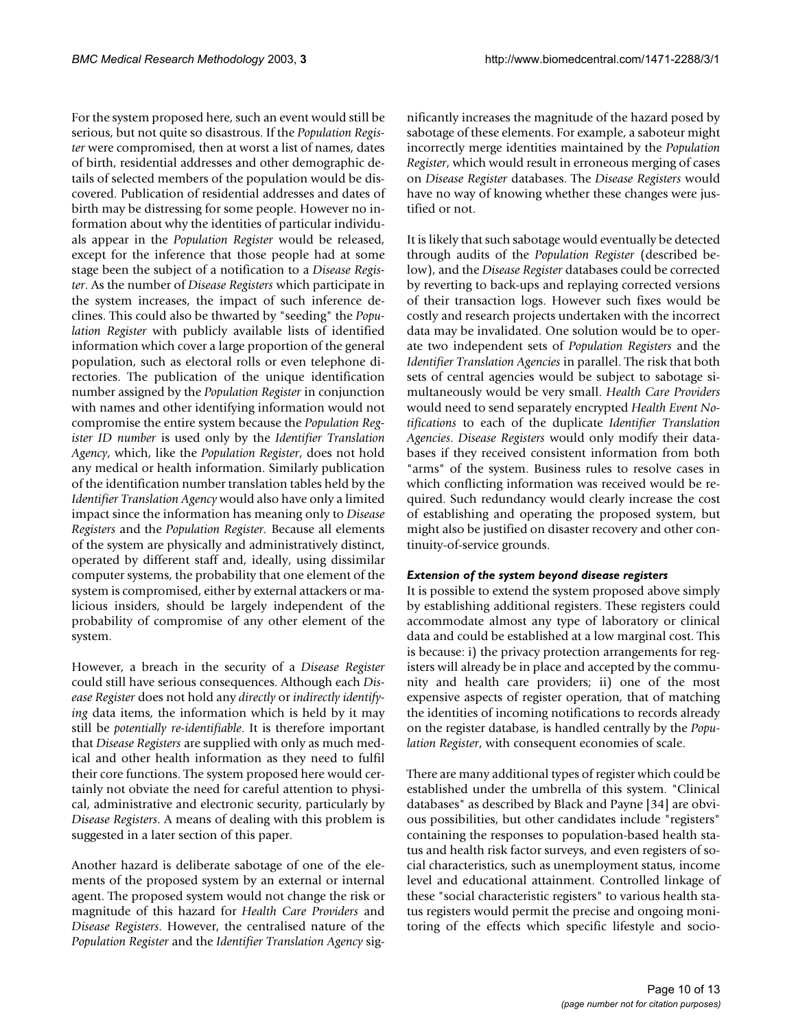For the system proposed here, such an event would still be serious, but not quite so disastrous. If the *Population Register* were compromised, then at worst a list of names, dates of birth, residential addresses and other demographic details of selected members of the population would be discovered. Publication of residential addresses and dates of birth may be distressing for some people. However no information about why the identities of particular individuals appear in the *Population Register* would be released, except for the inference that those people had at some stage been the subject of a notification to a *Disease Register*. As the number of *Disease Registers* which participate in the system increases, the impact of such inference declines. This could also be thwarted by "seeding" the *Population Register* with publicly available lists of identified information which cover a large proportion of the general population, such as electoral rolls or even telephone directories. The publication of the unique identification number assigned by the *Population Register* in conjunction with names and other identifying information would not compromise the entire system because the *Population Register ID number* is used only by the *Identifier Translation Agency*, which, like the *Population Register*, does not hold any medical or health information. Similarly publication of the identification number translation tables held by the *Identifier Translation Agency* would also have only a limited impact since the information has meaning only to *Disease Registers* and the *Population Register*. Because all elements of the system are physically and administratively distinct, operated by different staff and, ideally, using dissimilar computer systems, the probability that one element of the system is compromised, either by external attackers or malicious insiders, should be largely independent of the probability of compromise of any other element of the system.

However, a breach in the security of a *Disease Register* could still have serious consequences. Although each *Disease Register* does not hold any *directly* or *indirectly identifying* data items, the information which is held by it may still be *potentially re-identifiable*. It is therefore important that *Disease Registers* are supplied with only as much medical and other health information as they need to fulfil their core functions. The system proposed here would certainly not obviate the need for careful attention to physical, administrative and electronic security, particularly by *Disease Registers*. A means of dealing with this problem is suggested in a later section of this paper.

Another hazard is deliberate sabotage of one of the elements of the proposed system by an external or internal agent. The proposed system would not change the risk or magnitude of this hazard for *Health Care Providers* and *Disease Registers*. However, the centralised nature of the *Population Register* and the *Identifier Translation Agency* significantly increases the magnitude of the hazard posed by sabotage of these elements. For example, a saboteur might incorrectly merge identities maintained by the *Population Register*, which would result in erroneous merging of cases on *Disease Register* databases. The *Disease Registers* would have no way of knowing whether these changes were justified or not.

It is likely that such sabotage would eventually be detected through audits of the *Population Register* (described below), and the *Disease Register* databases could be corrected by reverting to back-ups and replaying corrected versions of their transaction logs. However such fixes would be costly and research projects undertaken with the incorrect data may be invalidated. One solution would be to operate two independent sets of *Population Registers* and the *Identifier Translation Agencies* in parallel. The risk that both sets of central agencies would be subject to sabotage simultaneously would be very small. *Health Care Providers* would need to send separately encrypted *Health Event Notifications* to each of the duplicate *Identifier Translation Agencies*. *Disease Registers* would only modify their databases if they received consistent information from both "arms" of the system. Business rules to resolve cases in which conflicting information was received would be required. Such redundancy would clearly increase the cost of establishing and operating the proposed system, but might also be justified on disaster recovery and other continuity-of-service grounds.

### *Extension of the system beyond disease registers*

It is possible to extend the system proposed above simply by establishing additional registers. These registers could accommodate almost any type of laboratory or clinical data and could be established at a low marginal cost. This is because: i) the privacy protection arrangements for registers will already be in place and accepted by the community and health care providers; ii) one of the most expensive aspects of register operation, that of matching the identities of incoming notifications to records already on the register database, is handled centrally by the *Population Register*, with consequent economies of scale.

There are many additional types of register which could be established under the umbrella of this system. "Clinical databases" as described by Black and Payne [34] are obvious possibilities, but other candidates include "registers" containing the responses to population-based health status and health risk factor surveys, and even registers of social characteristics, such as unemployment status, income level and educational attainment. Controlled linkage of these "social characteristic registers" to various health status registers would permit the precise and ongoing monitoring of the effects which specific lifestyle and socio-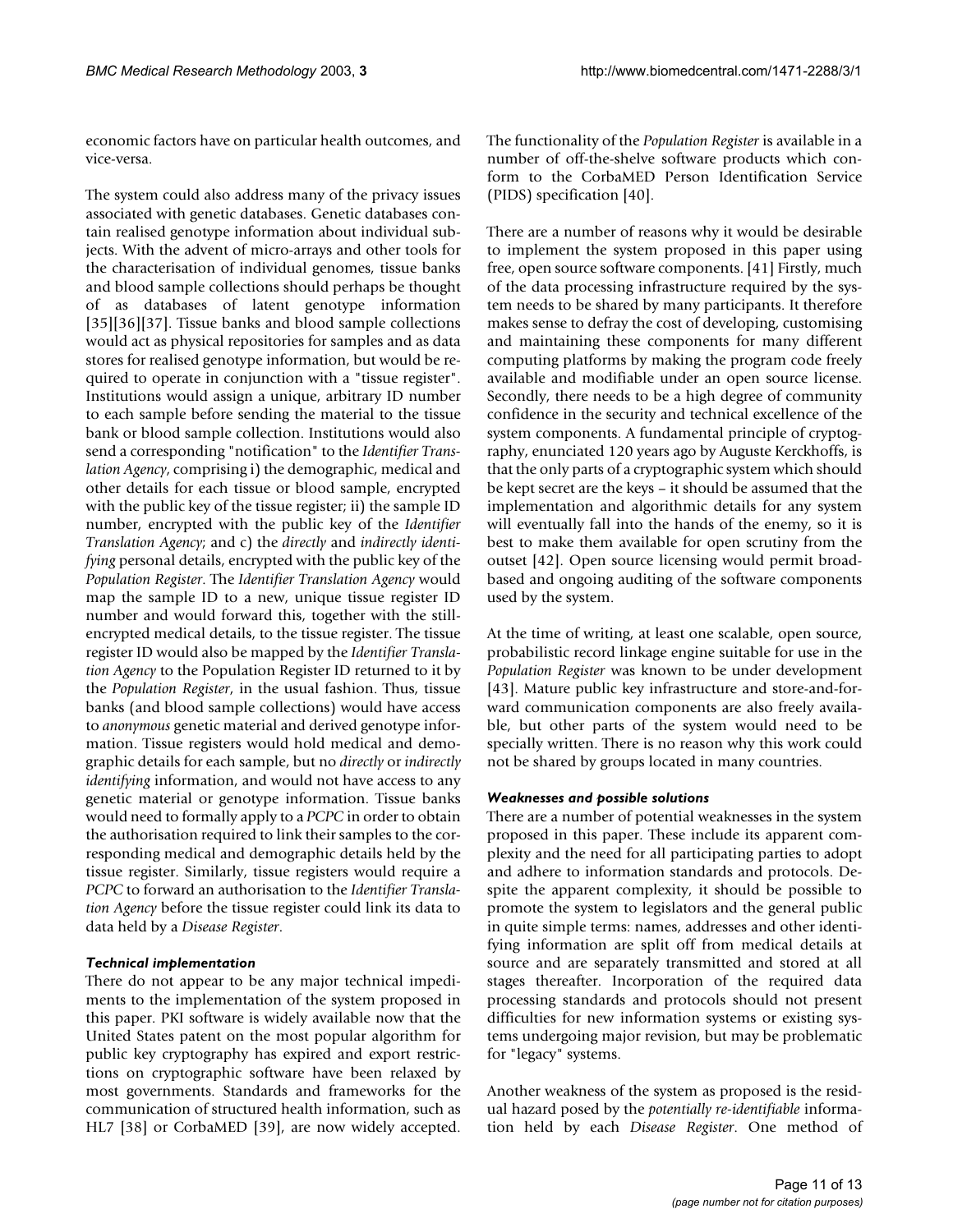economic factors have on particular health outcomes, and vice-versa.

The system could also address many of the privacy issues associated with genetic databases. Genetic databases contain realised genotype information about individual subjects. With the advent of micro-arrays and other tools for the characterisation of individual genomes, tissue banks and blood sample collections should perhaps be thought of as databases of latent genotype information [35][36][37]. Tissue banks and blood sample collections would act as physical repositories for samples and as data stores for realised genotype information, but would be required to operate in conjunction with a "tissue register". Institutions would assign a unique, arbitrary ID number to each sample before sending the material to the tissue bank or blood sample collection. Institutions would also send a corresponding "notification" to the *Identifier Translation Agency*, comprising i) the demographic, medical and other details for each tissue or blood sample, encrypted with the public key of the tissue register; ii) the sample ID number, encrypted with the public key of the *Identifier Translation Agency*; and c) the *directly* and *indirectly identifying* personal details, encrypted with the public key of the *Population Register*. The *Identifier Translation Agency* would map the sample ID to a new, unique tissue register ID number and would forward this, together with the still-encrypted medical details, to the tissue register. The tissue register ID would also be mapped by the *Identifier Translation Agency* to the Population Register ID returned to it by the *Population Register*, in the usual fashion. Thus, tissue banks (and blood sample collections) would have access to *anonymous* genetic material and derived genotype information. Tissue registers would hold medical and demographic details for each sample, but no *directly* or *indirectly identifying* information, and would not have access to any genetic material or genotype information. Tissue banks would need to formally apply to a *PCPC* in order to obtain the authorisation required to link their samples to the corresponding medical and demographic details held by the tissue register. Similarly, tissue registers would require a *PCPC* to forward an authorisation to the *Identifier Translation Agency* before the tissue register could link its data to data held by a *Disease Register*.

### Technical implementation

There do not appear to be any major technical impediments to the implementation of the system proposed in this paper. PKI software is widely available now that the United States patent on the most popular algorithm for public key cryptography has expired and export restrictions on cryptographic software have been relaxed by most governments. Standards and frameworks for the communication of structured health information, such as HL7 [38] or CorbaMED [39], are now widely accepted. The functionality of the *Population Register* is available in a number of off-the-shelve software products which conform to the CorbaMED Person Identification Service (PIDS) specification [40].

There are a number of reasons why it would be desirable to implement the system proposed in this paper using free, open source software components. [41] Firstly, much of the data processing infrastructure required by the system needs to be shared by many participants. It therefore makes sense to defray the cost of developing, customising and maintaining these components for many different computing platforms by making the program code freely available and modifiable under an open source license. Secondly, there needs to be a high degree of community confidence in the security and technical excellence of the system components. A fundamental principle of cryptography, enunciated 120 years ago by Auguste Kerckhoffs, is that the only parts of a cryptographic system which should be kept secret are the keys – it should be assumed that the implementation and algorithmic details for any system will eventually fall into the hands of the enemy, so it is best to make them available for open scrutiny from the outset [42]. Open source licensing would permit broad-based and ongoing auditing of the software components used by the system.

At the time of writing, at least one scalable, open source, probabilistic record linkage engine suitable for use in the *Population Register* was known to be under development [43]. Mature public key infrastructure and store-and-forward communication components are also freely available, but other parts of the system would need to be specially written. There is no reason why this work could not be shared by groups located in many countries.

### Weaknesses and possible solutions

There are a number of potential weaknesses in the system proposed in this paper. These include its apparent complexity and the need for all participating parties to adopt and adhere to information standards and protocols. Despite the apparent complexity, it should be possible to promote the system to legislators and the general public in quite simple terms: names, addresses and other identifying information are split off from medical details at source and are separately transmitted and stored at all stages thereafter. Incorporation of the required data processing standards and protocols should not present difficulties for new information systems or existing systems undergoing major revision, but may be problematic for "legacy" systems.

Another weakness of the system as proposed is the residual hazard posed by the *potentially re-identifiable* information held by each *Disease Register*. One method of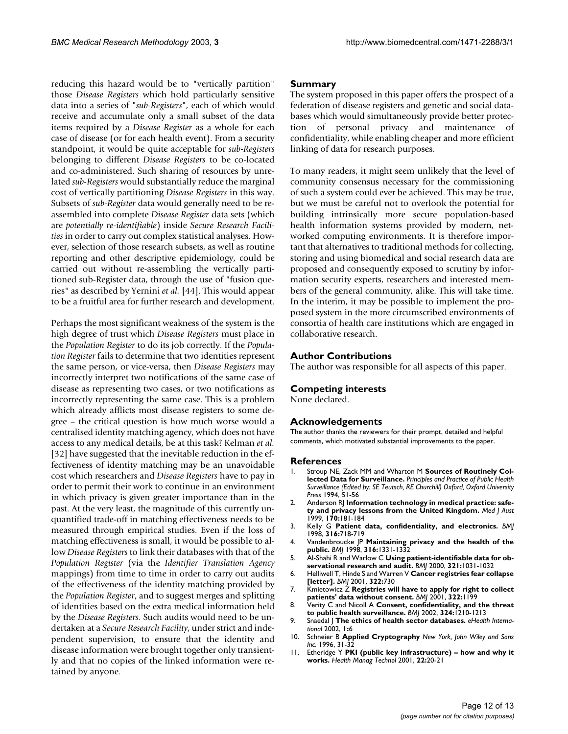reducing this hazard would be to "vertically partition" those *Disease Registers* which hold particularly sensitive data into a series of "*sub-Registers*", each of which would receive and accumulate only a small subset of the data items required by a *Disease Register* as a whole for each case of disease (or for each health event). From a security standpoint, it would be quite acceptable for *sub-Registers* belonging to different *Disease Registers* to be co-located and co-administered. Such sharing of resources by unrelated *sub-Registers* would substantially reduce the marginal cost of vertically partitioning *Disease Registers* in this way. Subsets of *sub-Register* data would generally need to be re-assembled into complete *Disease Register* data sets (which are *potentially re-identifiable*) inside *Secure Research Facilities* in order to carry out complex statistical analyses. However, selection of those research subsets, as well as routine reporting and other descriptive epidemiology, could be carried out without re-assembling the vertically partitioned sub-Register data, through the use of "fusion queries" as described by Yernini *et al.* [44]. This would appear to be a fruitful area for further research and development.

Perhaps the most significant weakness of the system is the high degree of trust which *Disease Registers* must place in the *Population Register* to do its job correctly. If the *Population Register* fails to determine that two identities represent the same person, or vice-versa, then *Disease Registers* may incorrectly interpret two notifications of the same case of disease as representing two cases, or two notifications as incorrectly representing the same case. This is a problem which already afflicts most disease registers to some degree – the critical question is how much worse would a centralised identity matching agency, which does not have access to any medical details, be at this task? Kelman *et al.* [32] have suggested that the inevitable reduction in the effectiveness of identity matching may be an unavoidable cost which researchers and *Disease Registers* have to pay in order to permit their work to continue in an environment in which privacy is given greater importance than in the past. At the very least, the magnitude of this currently unquantified trade-off in matching effectiveness needs to be measured through empirical studies. Even if the loss of matching effectiveness is small, it would be possible to allow *Disease Registers* to link their databases with that of the *Population Register* (via the *Identifier Translation Agency* mappings) from time to time in order to carry out audits of the effectiveness of the identity matching provided by the *Population Register*, and to suggest merges and splitting of identities based on the extra medical information held by the *Disease Registers*. Such audits would need to be undertaken at a *Secure Research Facility*, under strict and independent supervision, to ensure that the identity and disease information were brought together only transiently and that no copies of the linked information were retained by anyone.

## Summary

The system proposed in this paper offers the prospect of a federation of disease registers and genetic and social databases which would simultaneously provide better protection of personal privacy and maintenance of confidentiality, while enabling cheaper and more efficient linking of data for research purposes.

To many readers, it might seem unlikely that the level of community consensus necessary for the commissioning of such a system could ever be achieved. This may be true, but we must be careful not to overlook the potential for building intrinsically more secure population-based health information systems provided by modern, networked computing environments. It is therefore important that alternatives to traditional methods for collecting, storing and using biomedical and social research data are proposed and consequently exposed to scrutiny by information security experts, researchers and interested members of the general community, alike. This will take time. In the interim, it may be possible to implement the proposed system in the more circumscribed environments of consortia of health care institutions which are engaged in collaborative research.

## Author Contributions

The author was responsible for all aspects of this paper.

## Competing interests

None declared.

## Acknowledgements

The author thanks the reviewers for their prompt, detailed and helpful comments, which motivated substantial improvements to the paper.

## References

1. Stroup NE, Zack MM and Wharton M **Sources of Routinely Collected Data for Surveillance.** *Principles and Practice of Public Health Surveillance (Edited by: SE Teutsch, RE Churchill) Oxford, Oxford University Press* 1994, 51-56
2. Anderson RJ **Information technology in medical practice: safety and privacy lessons from the United Kingdom.** *Med J Aust* 1999, **170:**181-184
3. Kelly G **Patient data, confidentiality, and electronics.** *BMJ* 1998, **316:**718-719
4. Vandenbroucke JP **Maintaining privacy and the health of the public.** *BMJ* 1998, **316:**1331-1332
5. Al-Shahi R and Warlow C **Using patient-identifiable data for observational research and audit.** *BMJ* 2000, **321:**1031-1032
6. Helliwell T, Hinde S and Warren V **Cancer registries fear collapse [letter].** *BMJ* 2001, **322:**730
7. Kmietowicz Z **Registries will have to apply for right to collect patients' data without consent.** *BMJ* 2001, **322:**1199
8. Verity C and Nicoll A **Consent, confidentiality, and the threat to public health surveillance.** *BMJ* 2002, **324:**1210-1213
9. Snaedal J **The ethics of health sector databases.** *eHealth International* 2002, **1:**6
10. Schneier B **Applied Cryptography** *New York, John Wiley and Sons Inc.* 1996, 31-32
11. Etheridge Y **PKI (public key infrastructure) – how and why it works.** *Health Manag Technol* 2001, **22:**20-21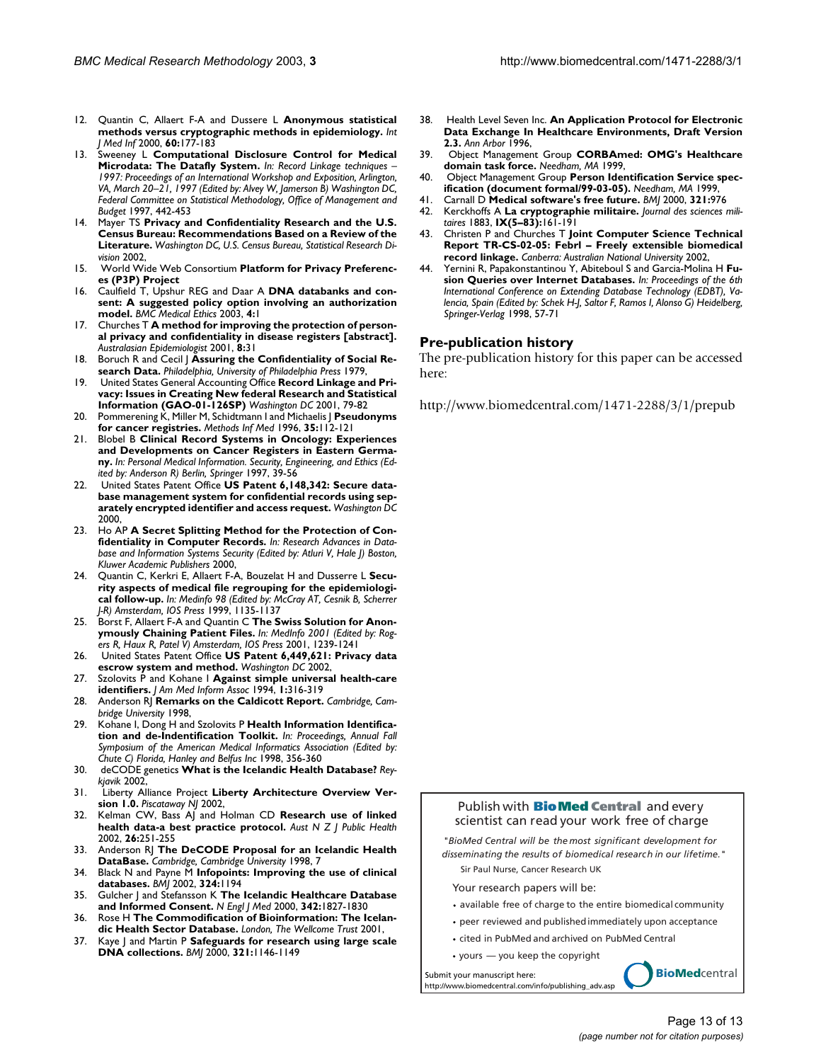12. Quantin C, Allaert F-A and Dussere L **Anonymous statistical methods versus cryptographic methods in epidemiology.** *Int J Med Inf* 2000, **60:**177-183
13. Sweeney L **Computational Disclosure Control for Medical Microdata: The Datafly System.** *In: Record Linkage techniques – 1997: Proceedings of an International Workshop and Exposition, Arlington, VA, March 20–21, 1997 (Edited by: Alvey W, Jamerson B) Washington DC, Federal Committee on Statistical Methodology, Office of Management and Budget* 1997, 442-453
14. Mayer TS **Privacy and Confidentiality Research and the U.S. Census Bureau: Recommendations Based on a Review of the Literature.** *Washington DC, U.S. Census Bureau, Statistical Research Division* 2002,
15. World Wide Web Consortium **Platform for Privacy Preferences (P3P) Project**
16. Caulfield T, Upshur REG and Daar A **DNA databanks and consent: A suggested policy option involving an authorization model.** *BMC Medical Ethics* 2003, **4:**1
17. Churches T **A method for improving the protection of personal privacy and confidentiality in disease registers [abstract].** *Australasian Epidemiologist* 2001, **8:**31
18. Boruch R and Cecil J **Assuring the Confidentiality of Social Research Data.** *Philadelphia, University of Philadelphia Press* 1979,
19. United States General Accounting Office **Record Linkage and Privacy: Issues in Creating New federal Research and Statistical Information (GAO-01-126SP)** *Washington DC* 2001, 79-82
20. Pommerening K, Miller M, Schidtmann I and Michaelis J **Pseudonyms for cancer registries.** *Methods Inf Med* 1996, **35:**112-121
21. Blobel B **Clinical Record Systems in Oncology: Experiences and Developments on Cancer Registers in Eastern Germany.** *In: Personal Medical Information. Security, Engineering, and Ethics (Edited by: Anderson R) Berlin, Springer* 1997, 39-56
22. United States Patent Office **US Patent 6,148,342: Secure database management system for confidential records using separately encrypted identifier and access request.** *Washington DC* 2000,
23. Ho AP **A Secret Splitting Method for the Protection of Confidentiality in Computer Records.** *In: Research Advances in Database and Information Systems Security (Edited by: Atluri V, Hale J) Boston, Kluwer Academic Publishers* 2000,
24. Quantin C, Kerkri E, Allaert F-A, Bouzelat H and Dusserre L **Security aspects of medical file regrouping for the epidemiological follow-up.** *In: Medinfo 98 (Edited by: McCray AT, Cesnik B, Scherrer J-R) Amsterdam, IOS Press* 1999, 1135-1137
25. Borst F, Allaert F-A and Quantin C **The Swiss Solution for Anonymously Chaining Patient Files.** *In: MedInfo 2001 (Edited by: Rogers R, Haux R, Patel V) Amsterdam, IOS Press* 2001, 1239-1241
26. United States Patent Office **US Patent 6,449,621: Privacy data escrow system and method.** *Washington DC* 2002,
27. Szolovits P and Kohane I **Against simple universal health-care identifiers.** *J Am Med Inform Assoc* 1994, **1:**316-319
28. Anderson RJ **Remarks on the Caldicott Report.** *Cambridge, Cambridge University* 1998,
29. Kohane I, Dong H and Szolovits P **Health Information Identification and de-Indentification Toolkit.** *In: Proceedings, Annual Fall Symposium of the American Medical Informatics Association (Edited by: Chute C) Florida, Hanley and Belfus Inc* 1998, 356-360
30. deCODE genetics **What is the Icelandic Health Database?** *Reykjavik* 2002,
31. Liberty Alliance Project **Liberty Architecture Overview Version 1.0.** *Piscataway NJ* 2002,
32. Kelman CW, Bass AJ and Holman CD **Research use of linked health data-a best practice protocol.** *Aust N Z J Public Health* 2002, **26:**251-255
33. Anderson RJ **The DeCODE Proposal for an Icelandic Health DataBase.** *Cambridge, Cambridge University* 1998, 7
34. Black N and Payne M **Infopoints: Improving the use of clinical databases.** *BMJ* 2002, **324:**1194
35. Gulcher J and Stefansson K **The Icelandic Healthcare Database and Informed Consent.** *N Engl J Med* 2000, **342:**1827-1830
36. Rose H **The Commodification of Bioinformation: The Icelandic Health Sector Database.** *London, The Wellcome Trust* 2001,
37. Kaye J and Martin P **Safeguards for research using large scale DNA collections.** *BMJ* 2000, **321:**1146-1149
38. Health Level Seven Inc. **An Application Protocol for Electronic Data Exchange In Healthcare Environments, Draft Version 2.3.** *Ann Arbor* 1996,
39. Object Management Group **CORBAmed: OMG's Healthcare domain task force.** *Needham, MA* 1999,
40. Object Management Group **Person Identification Service specification (document formal/99-03-05).** *Needham, MA* 1999,
41. Carnall D **Medical software's free future.** *BMJ* 2000, **321:**976
42. Kerckhoffs A **La cryptographie militaire.** *Journal des sciences militaires* 1883, **IX(5–83):**161-191
43. Christen P and Churches T **Joint Computer Science Technical Report TR-CS-02-05: Febrl – Freely extensible biomedical record linkage.** *Canberra: Australian National University* 2002,
44. Yernini R, Papakonstantinou Y, Abiteboul S and Garcia-Molina H **Fusion Queries over Internet Databases.** *In: Proceedings of the 6th International Conference on Extending Database Technology (EDBT), Valencia, Spain (Edited by: Schek H-J, Saltor F, Ramos I, Alonso G) Heidelberg, Springer-Verlag* 1998, 57-71

## Pre-publication history

The pre-publication history for this paper can be accessed here:

http://www.biomedcentral.com/1471-2288/3/1/prepub

Publish with **BioMed Central** and every scientist can read your work free of charge

*"BioMed Central will be the most significant development for disseminating the results of biomedical research in our lifetime."*

Sir Paul Nurse, Cancer Research UK

Your research papers will be:

- available free of charge to the entire biomedical community
- peer reviewed and published immediately upon acceptance
- cited in PubMed and archived on PubMed Central
- yours — you keep the copyright

Submit your manuscript here:
http://www.biomedcentral.com/info/publishing_adv.asp

BioMedcentral